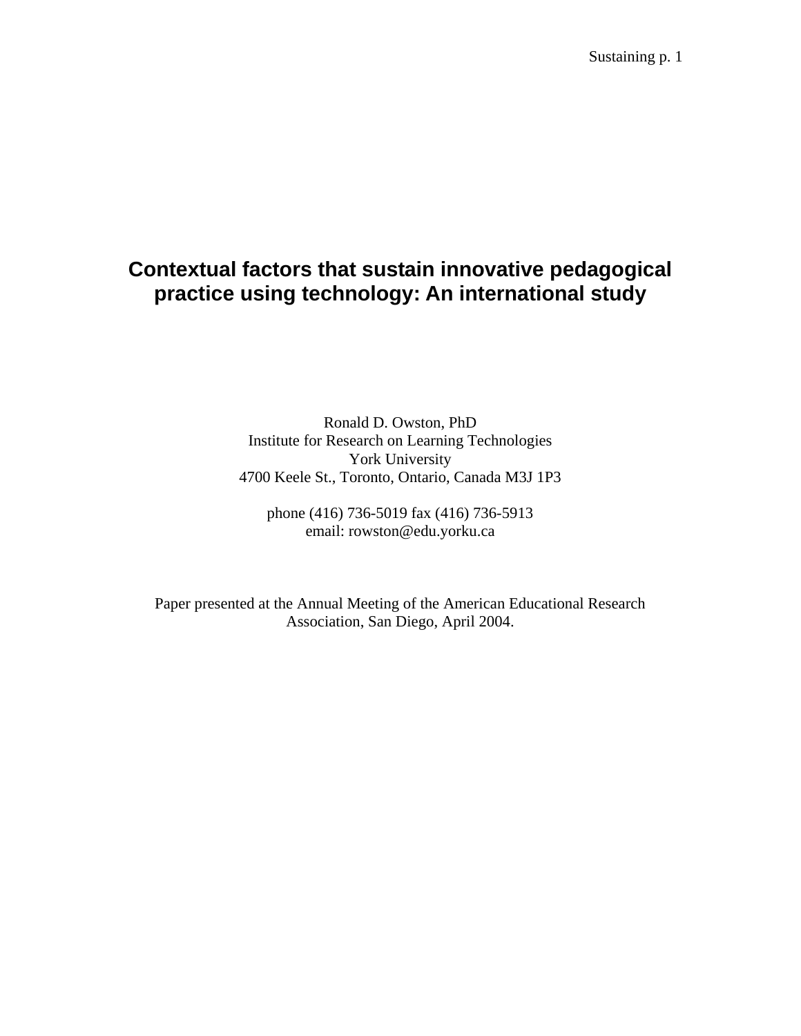# Contextual factors that sustain innovative pedagogical practice using technology: An international study

Ronald D. Owston, PhD
Institute for Research on Learning Technologies
York University
4700 Keele St., Toronto, Ontario, Canada M3J 1P3

phone (416) 736-5019 fax (416) 736-5913
email: rowston@edu.yorku.ca

Paper presented at the Annual Meeting of the American Educational Research Association, San Diego, April 2004.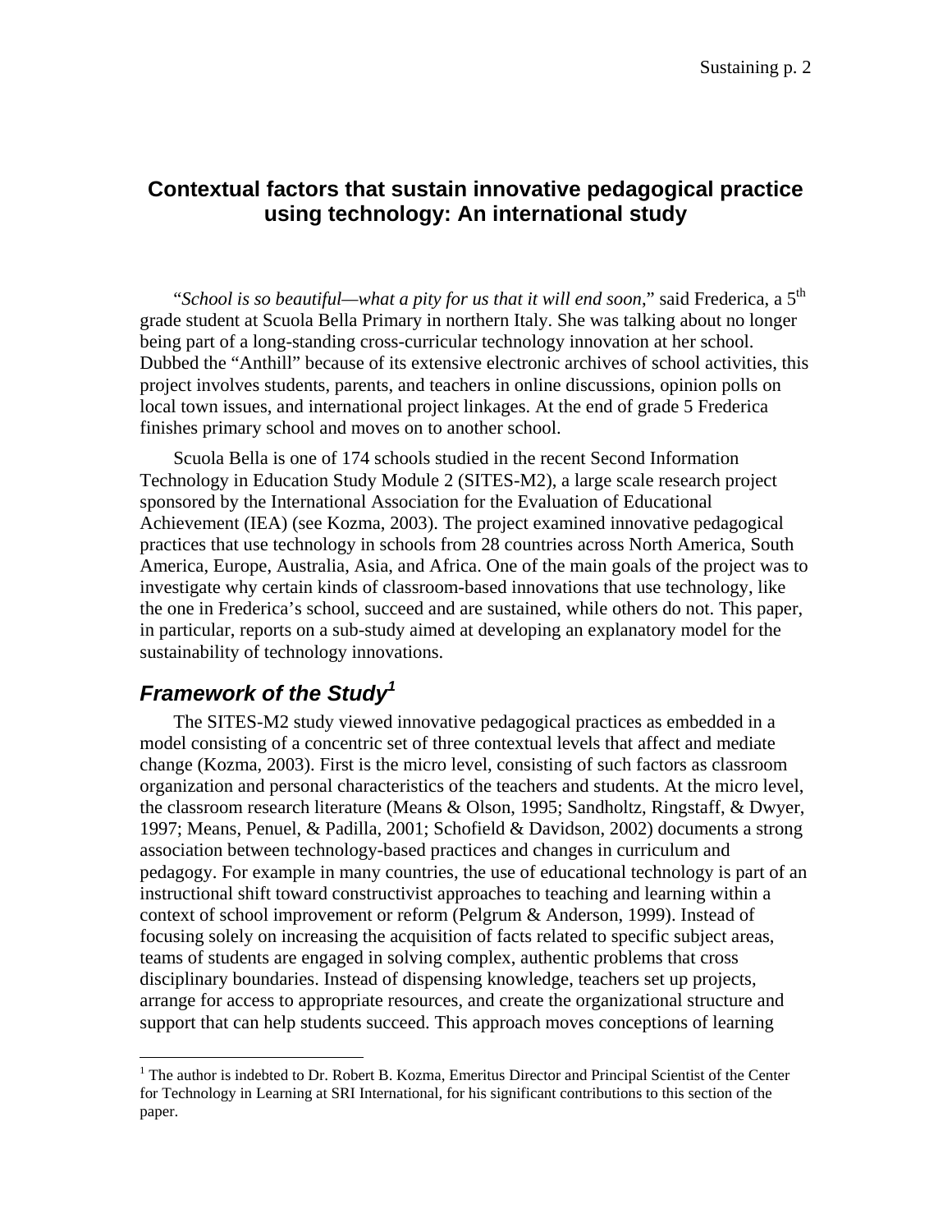## Contextual factors that sustain innovative pedagogical practice using technology: An international study

"*School is so beautiful—what a pity for us that it will end soon*," said Frederica, a 5th grade student at Scuola Bella Primary in northern Italy. She was talking about no longer being part of a long-standing cross-curricular technology innovation at her school. Dubbed the "Anthill" because of its extensive electronic archives of school activities, this project involves students, parents, and teachers in online discussions, opinion polls on local town issues, and international project linkages. At the end of grade 5 Frederica finishes primary school and moves on to another school.

Scuola Bella is one of 174 schools studied in the recent Second Information Technology in Education Study Module 2 (SITES-M2), a large scale research project sponsored by the International Association for the Evaluation of Educational Achievement (IEA) (see Kozma, 2003). The project examined innovative pedagogical practices that use technology in schools from 28 countries across North America, South America, Europe, Australia, Asia, and Africa. One of the main goals of the project was to investigate why certain kinds of classroom-based innovations that use technology, like the one in Frederica's school, succeed and are sustained, while others do not. This paper, in particular, reports on a sub-study aimed at developing an explanatory model for the sustainability of technology innovations.

### *Framework of the Study*[1]

The SITES-M2 study viewed innovative pedagogical practices as embedded in a model consisting of a concentric set of three contextual levels that affect and mediate change (Kozma, 2003). First is the micro level, consisting of such factors as classroom organization and personal characteristics of the teachers and students. At the micro level, the classroom research literature (Means & Olson, 1995; Sandholtz, Ringstaff, & Dwyer, 1997; Means, Penuel, & Padilla, 2001; Schofield & Davidson, 2002) documents a strong association between technology-based practices and changes in curriculum and pedagogy. For example in many countries, the use of educational technology is part of an instructional shift toward constructivist approaches to teaching and learning within a context of school improvement or reform (Pelgrum & Anderson, 1999). Instead of focusing solely on increasing the acquisition of facts related to specific subject areas, teams of students are engaged in solving complex, authentic problems that cross disciplinary boundaries. Instead of dispensing knowledge, teachers set up projects, arrange for access to appropriate resources, and create the organizational structure and support that can help students succeed. This approach moves conceptions of learning

[1] The author is indebted to Dr. Robert B. Kozma, Emeritus Director and Principal Scientist of the Center for Technology in Learning at SRI International, for his significant contributions to this section of the paper.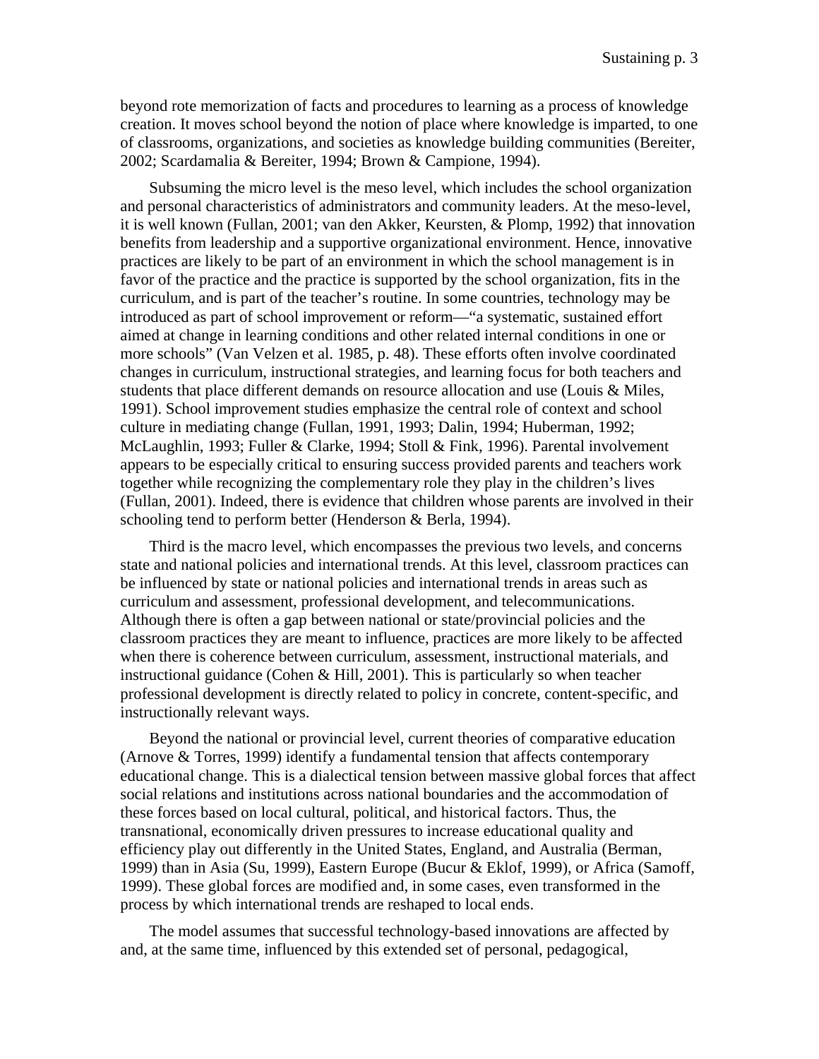beyond rote memorization of facts and procedures to learning as a process of knowledge creation. It moves school beyond the notion of place where knowledge is imparted, to one of classrooms, organizations, and societies as knowledge building communities (Bereiter, 2002; Scardamalia & Bereiter, 1994; Brown & Campione, 1994).

Subsuming the micro level is the meso level, which includes the school organization and personal characteristics of administrators and community leaders. At the meso-level, it is well known (Fullan, 2001; van den Akker, Keursten, & Plomp, 1992) that innovation benefits from leadership and a supportive organizational environment. Hence, innovative practices are likely to be part of an environment in which the school management is in favor of the practice and the practice is supported by the school organization, fits in the curriculum, and is part of the teacher's routine. In some countries, technology may be introduced as part of school improvement or reform—"a systematic, sustained effort aimed at change in learning conditions and other related internal conditions in one or more schools" (Van Velzen et al. 1985, p. 48). These efforts often involve coordinated changes in curriculum, instructional strategies, and learning focus for both teachers and students that place different demands on resource allocation and use (Louis & Miles, 1991). School improvement studies emphasize the central role of context and school culture in mediating change (Fullan, 1991, 1993; Dalin, 1994; Huberman, 1992; McLaughlin, 1993; Fuller & Clarke, 1994; Stoll & Fink, 1996). Parental involvement appears to be especially critical to ensuring success provided parents and teachers work together while recognizing the complementary role they play in the children's lives (Fullan, 2001). Indeed, there is evidence that children whose parents are involved in their schooling tend to perform better (Henderson & Berla, 1994).

Third is the macro level, which encompasses the previous two levels, and concerns state and national policies and international trends. At this level, classroom practices can be influenced by state or national policies and international trends in areas such as curriculum and assessment, professional development, and telecommunications. Although there is often a gap between national or state/provincial policies and the classroom practices they are meant to influence, practices are more likely to be affected when there is coherence between curriculum, assessment, instructional materials, and instructional guidance (Cohen & Hill, 2001). This is particularly so when teacher professional development is directly related to policy in concrete, content-specific, and instructionally relevant ways.

Beyond the national or provincial level, current theories of comparative education (Arnove & Torres, 1999) identify a fundamental tension that affects contemporary educational change. This is a dialectical tension between massive global forces that affect social relations and institutions across national boundaries and the accommodation of these forces based on local cultural, political, and historical factors. Thus, the transnational, economically driven pressures to increase educational quality and efficiency play out differently in the United States, England, and Australia (Berman, 1999) than in Asia (Su, 1999), Eastern Europe (Bucur & Eklof, 1999), or Africa (Samoff, 1999). These global forces are modified and, in some cases, even transformed in the process by which international trends are reshaped to local ends.

The model assumes that successful technology-based innovations are affected by and, at the same time, influenced by this extended set of personal, pedagogical,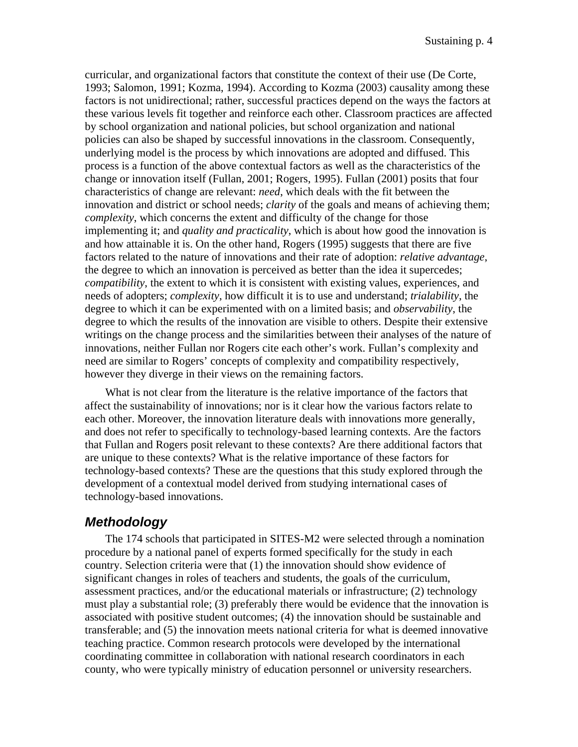curricular, and organizational factors that constitute the context of their use (De Corte, 1993; Salomon, 1991; Kozma, 1994). According to Kozma (2003) causality among these factors is not unidirectional; rather, successful practices depend on the ways the factors at these various levels fit together and reinforce each other. Classroom practices are affected by school organization and national policies, but school organization and national policies can also be shaped by successful innovations in the classroom. Consequently, underlying model is the process by which innovations are adopted and diffused. This process is a function of the above contextual factors as well as the characteristics of the change or innovation itself (Fullan, 2001; Rogers, 1995). Fullan (2001) posits that four characteristics of change are relevant: *need*, which deals with the fit between the innovation and district or school needs; *clarity* of the goals and means of achieving them; *complexity*, which concerns the extent and difficulty of the change for those implementing it; and *quality and practicality*, which is about how good the innovation is and how attainable it is. On the other hand, Rogers (1995) suggests that there are five factors related to the nature of innovations and their rate of adoption: *relative advantage*, the degree to which an innovation is perceived as better than the idea it supercedes; *compatibility*, the extent to which it is consistent with existing values, experiences, and needs of adopters; *complexity*, how difficult it is to use and understand; *trialability*, the degree to which it can be experimented with on a limited basis; and *observability*, the degree to which the results of the innovation are visible to others. Despite their extensive writings on the change process and the similarities between their analyses of the nature of innovations, neither Fullan nor Rogers cite each other's work. Fullan's complexity and need are similar to Rogers' concepts of complexity and compatibility respectively, however they diverge in their views on the remaining factors.

What is not clear from the literature is the relative importance of the factors that affect the sustainability of innovations; nor is it clear how the various factors relate to each other. Moreover, the innovation literature deals with innovations more generally, and does not refer to specifically to technology-based learning contexts. Are the factors that Fullan and Rogers posit relevant to these contexts? Are there additional factors that are unique to these contexts? What is the relative importance of these factors for technology-based contexts? These are the questions that this study explored through the development of a contextual model derived from studying international cases of technology-based innovations.

## Methodology

The 174 schools that participated in SITES-M2 were selected through a nomination procedure by a national panel of experts formed specifically for the study in each country. Selection criteria were that (1) the innovation should show evidence of significant changes in roles of teachers and students, the goals of the curriculum, assessment practices, and/or the educational materials or infrastructure; (2) technology must play a substantial role; (3) preferably there would be evidence that the innovation is associated with positive student outcomes; (4) the innovation should be sustainable and transferable; and (5) the innovation meets national criteria for what is deemed innovative teaching practice. Common research protocols were developed by the international coordinating committee in collaboration with national research coordinators in each county, who were typically ministry of education personnel or university researchers.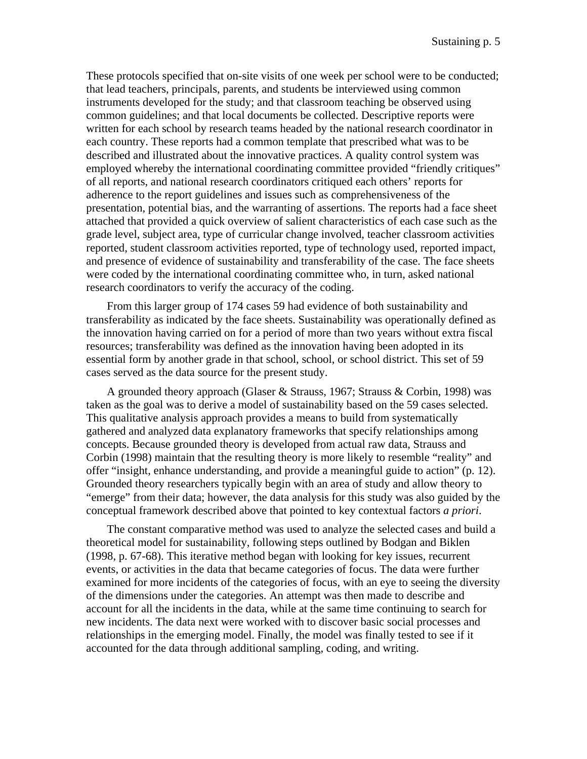These protocols specified that on-site visits of one week per school were to be conducted; that lead teachers, principals, parents, and students be interviewed using common instruments developed for the study; and that classroom teaching be observed using common guidelines; and that local documents be collected. Descriptive reports were written for each school by research teams headed by the national research coordinator in each country. These reports had a common template that prescribed what was to be described and illustrated about the innovative practices. A quality control system was employed whereby the international coordinating committee provided "friendly critiques" of all reports, and national research coordinators critiqued each others' reports for adherence to the report guidelines and issues such as comprehensiveness of the presentation, potential bias, and the warranting of assertions. The reports had a face sheet attached that provided a quick overview of salient characteristics of each case such as the grade level, subject area, type of curricular change involved, teacher classroom activities reported, student classroom activities reported, type of technology used, reported impact, and presence of evidence of sustainability and transferability of the case. The face sheets were coded by the international coordinating committee who, in turn, asked national research coordinators to verify the accuracy of the coding.

From this larger group of 174 cases 59 had evidence of both sustainability and transferability as indicated by the face sheets. Sustainability was operationally defined as the innovation having carried on for a period of more than two years without extra fiscal resources; transferability was defined as the innovation having been adopted in its essential form by another grade in that school, school, or school district. This set of 59 cases served as the data source for the present study.

A grounded theory approach (Glaser & Strauss, 1967; Strauss & Corbin, 1998) was taken as the goal was to derive a model of sustainability based on the 59 cases selected. This qualitative analysis approach provides a means to build from systematically gathered and analyzed data explanatory frameworks that specify relationships among concepts. Because grounded theory is developed from actual raw data, Strauss and Corbin (1998) maintain that the resulting theory is more likely to resemble "reality" and offer "insight, enhance understanding, and provide a meaningful guide to action" (p. 12). Grounded theory researchers typically begin with an area of study and allow theory to "emerge" from their data; however, the data analysis for this study was also guided by the conceptual framework described above that pointed to key contextual factors *a priori*.

The constant comparative method was used to analyze the selected cases and build a theoretical model for sustainability, following steps outlined by Bodgan and Biklen (1998, p. 67-68). This iterative method began with looking for key issues, recurrent events, or activities in the data that became categories of focus. The data were further examined for more incidents of the categories of focus, with an eye to seeing the diversity of the dimensions under the categories. An attempt was then made to describe and account for all the incidents in the data, while at the same time continuing to search for new incidents. The data next were worked with to discover basic social processes and relationships in the emerging model. Finally, the model was finally tested to see if it accounted for the data through additional sampling, coding, and writing.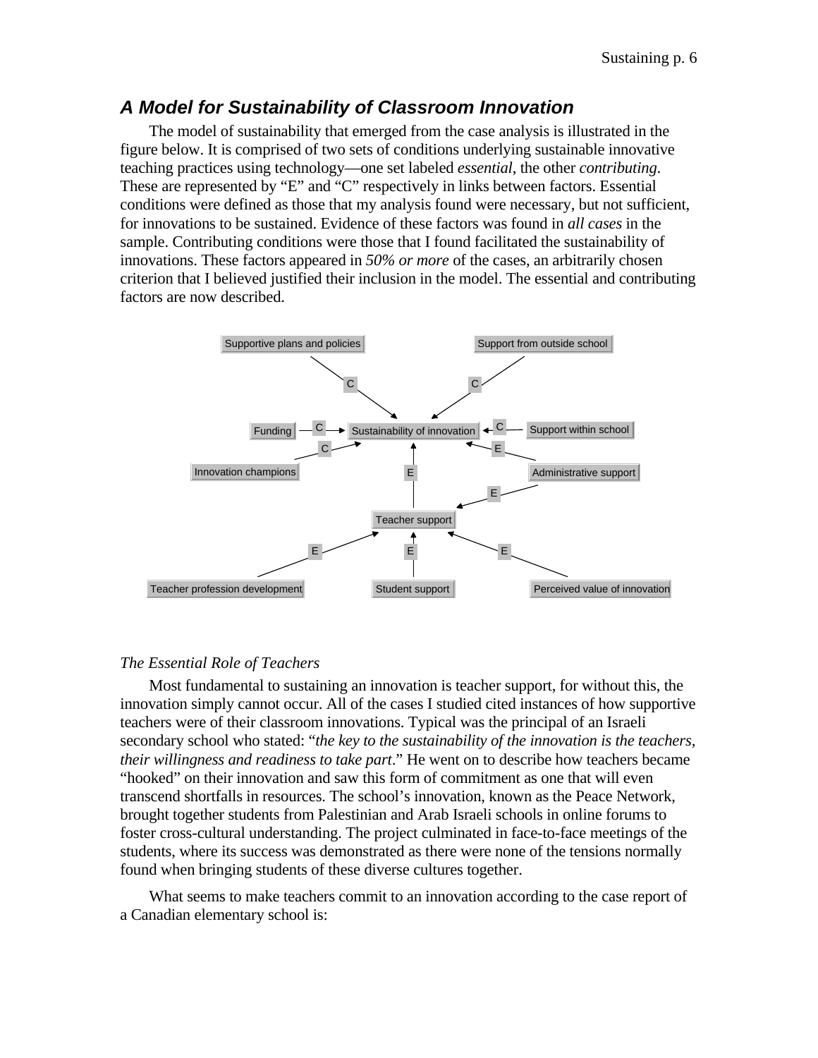## *A Model for Sustainability of Classroom Innovation*

The model of sustainability that emerged from the case analysis is illustrated in the figure below. It is comprised of two sets of conditions underlying sustainable innovative teaching practices using technology—one set labeled *essential*, the other *contributing*. These are represented by "E" and "C" respectively in links between factors. Essential conditions were defined as those that my analysis found were necessary, but not sufficient, for innovations to be sustained. Evidence of these factors was found in *all cases* in the sample. Contributing conditions were those that I found facilitated the sustainability of innovations. These factors appeared in *50% or more* of the cases, an arbitrarily chosen criterion that I believed justified their inclusion in the model. The essential and contributing factors are now described.

*The Essential Role of Teachers*

Most fundamental to sustaining an innovation is teacher support, for without this, the innovation simply cannot occur. All of the cases I studied cited instances of how supportive teachers were of their classroom innovations. Typical was the principal of an Israeli secondary school who stated: "*the key to the sustainability of the innovation is the teachers, their willingness and readiness to take part*." He went on to describe how teachers became "hooked" on their innovation and saw this form of commitment as one that will even transcend shortfalls in resources. The school's innovation, known as the Peace Network, brought together students from Palestinian and Arab Israeli schools in online forums to foster cross-cultural understanding. The project culminated in face-to-face meetings of the students, where its success was demonstrated as there were none of the tensions normally found when bringing students of these diverse cultures together.

What seems to make teachers commit to an innovation according to the case report of a Canadian elementary school is: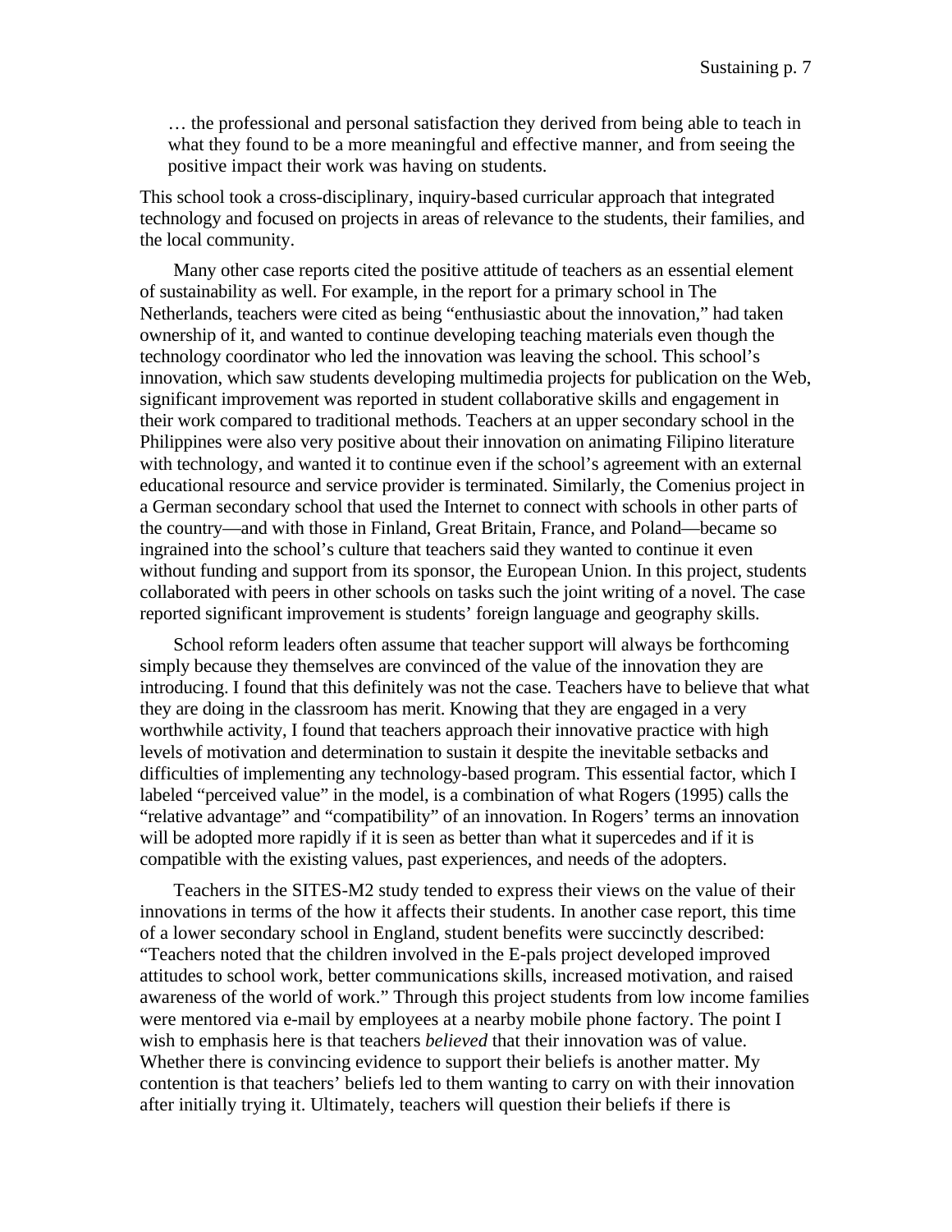> … the professional and personal satisfaction they derived from being able to teach in what they found to be a more meaningful and effective manner, and from seeing the positive impact their work was having on students.

This school took a cross-disciplinary, inquiry-based curricular approach that integrated technology and focused on projects in areas of relevance to the students, their families, and the local community.

Many other case reports cited the positive attitude of teachers as an essential element of sustainability as well. For example, in the report for a primary school in The Netherlands, teachers were cited as being "enthusiastic about the innovation," had taken ownership of it, and wanted to continue developing teaching materials even though the technology coordinator who led the innovation was leaving the school. This school's innovation, which saw students developing multimedia projects for publication on the Web, significant improvement was reported in student collaborative skills and engagement in their work compared to traditional methods. Teachers at an upper secondary school in the Philippines were also very positive about their innovation on animating Filipino literature with technology, and wanted it to continue even if the school's agreement with an external educational resource and service provider is terminated. Similarly, the Comenius project in a German secondary school that used the Internet to connect with schools in other parts of the country—and with those in Finland, Great Britain, France, and Poland—became so ingrained into the school's culture that teachers said they wanted to continue it even without funding and support from its sponsor, the European Union. In this project, students collaborated with peers in other schools on tasks such the joint writing of a novel. The case reported significant improvement is students' foreign language and geography skills.

School reform leaders often assume that teacher support will always be forthcoming simply because they themselves are convinced of the value of the innovation they are introducing. I found that this definitely was not the case. Teachers have to believe that what they are doing in the classroom has merit. Knowing that they are engaged in a very worthwhile activity, I found that teachers approach their innovative practice with high levels of motivation and determination to sustain it despite the inevitable setbacks and difficulties of implementing any technology-based program. This essential factor, which I labeled "perceived value" in the model, is a combination of what Rogers (1995) calls the "relative advantage" and "compatibility" of an innovation. In Rogers' terms an innovation will be adopted more rapidly if it is seen as better than what it supercedes and if it is compatible with the existing values, past experiences, and needs of the adopters.

Teachers in the SITES-M2 study tended to express their views on the value of their innovations in terms of the how it affects their students. In another case report, this time of a lower secondary school in England, student benefits were succinctly described: "Teachers noted that the children involved in the E-pals project developed improved attitudes to school work, better communications skills, increased motivation, and raised awareness of the world of work." Through this project students from low income families were mentored via e-mail by employees at a nearby mobile phone factory. The point I wish to emphasis here is that teachers *believed* that their innovation was of value. Whether there is convincing evidence to support their beliefs is another matter. My contention is that teachers' beliefs led to them wanting to carry on with their innovation after initially trying it. Ultimately, teachers will question their beliefs if there is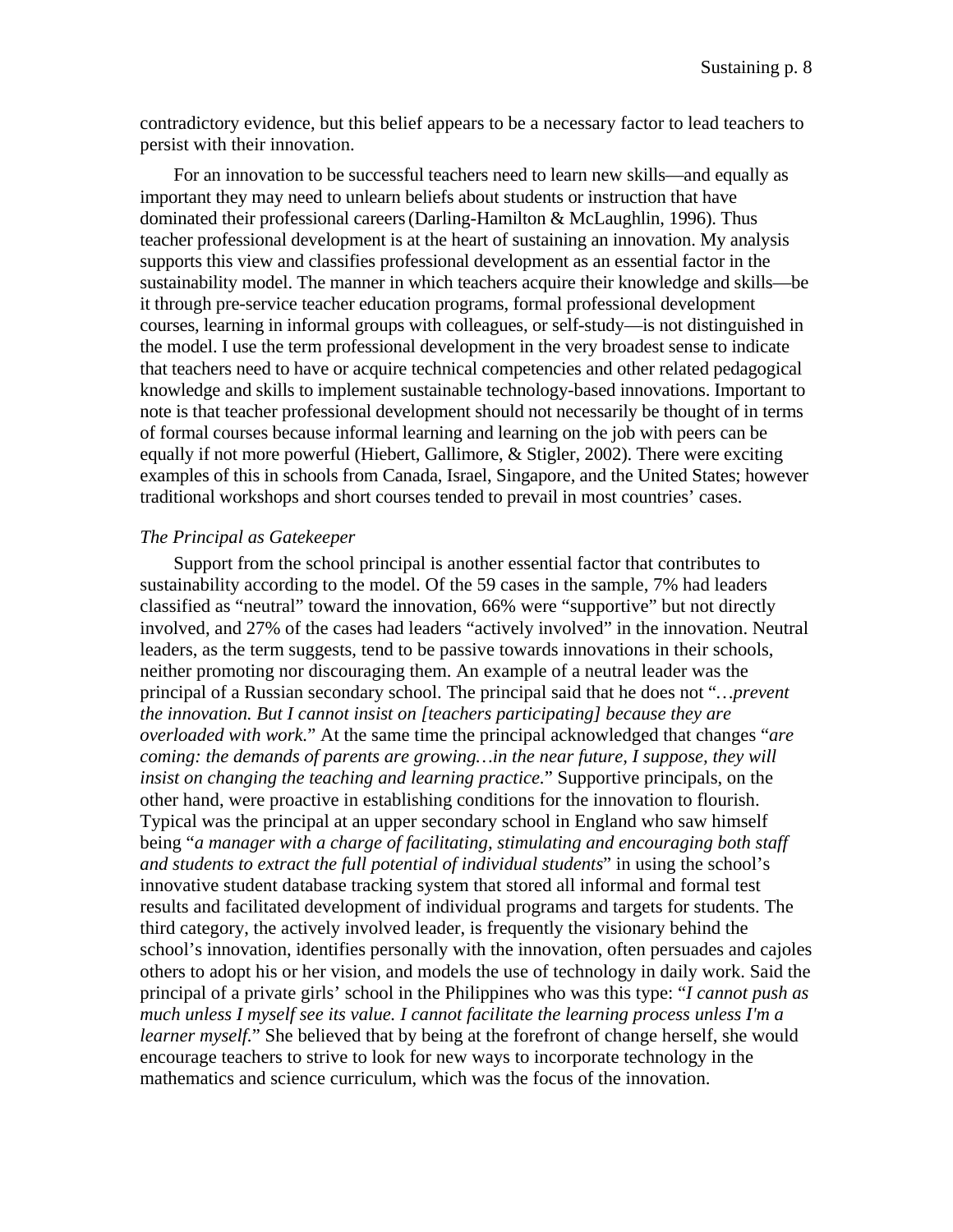contradictory evidence, but this belief appears to be a necessary factor to lead teachers to persist with their innovation.

For an innovation to be successful teachers need to learn new skills—and equally as important they may need to unlearn beliefs about students or instruction that have dominated their professional careers (Darling-Hamilton & McLaughlin, 1996). Thus teacher professional development is at the heart of sustaining an innovation. My analysis supports this view and classifies professional development as an essential factor in the sustainability model. The manner in which teachers acquire their knowledge and skills—be it through pre-service teacher education programs, formal professional development courses, learning in informal groups with colleagues, or self-study—is not distinguished in the model. I use the term professional development in the very broadest sense to indicate that teachers need to have or acquire technical competencies and other related pedagogical knowledge and skills to implement sustainable technology-based innovations. Important to note is that teacher professional development should not necessarily be thought of in terms of formal courses because informal learning and learning on the job with peers can be equally if not more powerful (Hiebert, Gallimore, & Stigler, 2002). There were exciting examples of this in schools from Canada, Israel, Singapore, and the United States; however traditional workshops and short courses tended to prevail in most countries' cases.

*The Principal as Gatekeeper*

Support from the school principal is another essential factor that contributes to sustainability according to the model. Of the 59 cases in the sample, 7% had leaders classified as "neutral" toward the innovation, 66% were "supportive" but not directly involved, and 27% of the cases had leaders "actively involved" in the innovation. Neutral leaders, as the term suggests, tend to be passive towards innovations in their schools, neither promoting nor discouraging them. An example of a neutral leader was the principal of a Russian secondary school. The principal said that he does not "*…prevent the innovation. But I cannot insist on [teachers participating] because they are overloaded with work.*" At the same time the principal acknowledged that changes "*are coming: the demands of parents are growing…in the near future, I suppose, they will insist on changing the teaching and learning practice.*" Supportive principals, on the other hand, were proactive in establishing conditions for the innovation to flourish. Typical was the principal at an upper secondary school in England who saw himself being "*a manager with a charge of facilitating, stimulating and encouraging both staff and students to extract the full potential of individual students*" in using the school's innovative student database tracking system that stored all informal and formal test results and facilitated development of individual programs and targets for students. The third category, the actively involved leader, is frequently the visionary behind the school's innovation, identifies personally with the innovation, often persuades and cajoles others to adopt his or her vision, and models the use of technology in daily work. Said the principal of a private girls' school in the Philippines who was this type: "*I cannot push as much unless I myself see its value. I cannot facilitate the learning process unless I'm a learner myself.*" She believed that by being at the forefront of change herself, she would encourage teachers to strive to look for new ways to incorporate technology in the mathematics and science curriculum, which was the focus of the innovation.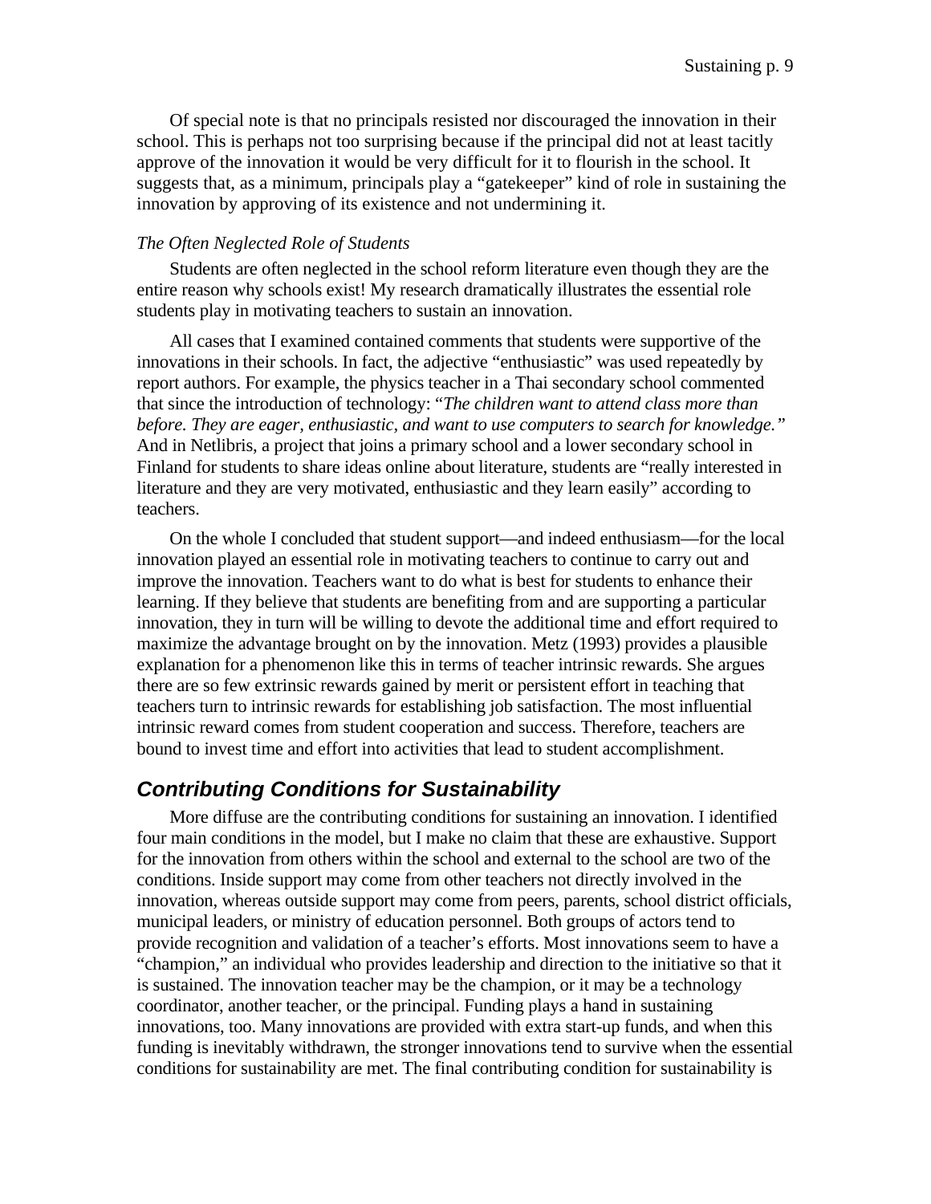Of special note is that no principals resisted nor discouraged the innovation in their school. This is perhaps not too surprising because if the principal did not at least tacitly approve of the innovation it would be very difficult for it to flourish in the school. It suggests that, as a minimum, principals play a "gatekeeper" kind of role in sustaining the innovation by approving of its existence and not undermining it.

### *The Often Neglected Role of Students*

Students are often neglected in the school reform literature even though they are the entire reason why schools exist! My research dramatically illustrates the essential role students play in motivating teachers to sustain an innovation.

All cases that I examined contained comments that students were supportive of the innovations in their schools. In fact, the adjective "enthusiastic" was used repeatedly by report authors. For example, the physics teacher in a Thai secondary school commented that since the introduction of technology: "*The children want to attend class more than before. They are eager, enthusiastic, and want to use computers to search for knowledge.*" And in Netlibris, a project that joins a primary school and a lower secondary school in Finland for students to share ideas online about literature, students are "really interested in literature and they are very motivated, enthusiastic and they learn easily" according to teachers.

On the whole I concluded that student support—and indeed enthusiasm—for the local innovation played an essential role in motivating teachers to continue to carry out and improve the innovation. Teachers want to do what is best for students to enhance their learning. If they believe that students are benefiting from and are supporting a particular innovation, they in turn will be willing to devote the additional time and effort required to maximize the advantage brought on by the innovation. Metz (1993) provides a plausible explanation for a phenomenon like this in terms of teacher intrinsic rewards. She argues there are so few extrinsic rewards gained by merit or persistent effort in teaching that teachers turn to intrinsic rewards for establishing job satisfaction. The most influential intrinsic reward comes from student cooperation and success. Therefore, teachers are bound to invest time and effort into activities that lead to student accomplishment.

## ***Contributing Conditions for Sustainability***

More diffuse are the contributing conditions for sustaining an innovation. I identified four main conditions in the model, but I make no claim that these are exhaustive. Support for the innovation from others within the school and external to the school are two of the conditions. Inside support may come from other teachers not directly involved in the innovation, whereas outside support may come from peers, parents, school district officials, municipal leaders, or ministry of education personnel. Both groups of actors tend to provide recognition and validation of a teacher's efforts. Most innovations seem to have a "champion," an individual who provides leadership and direction to the initiative so that it is sustained. The innovation teacher may be the champion, or it may be a technology coordinator, another teacher, or the principal. Funding plays a hand in sustaining innovations, too. Many innovations are provided with extra start-up funds, and when this funding is inevitably withdrawn, the stronger innovations tend to survive when the essential conditions for sustainability are met. The final contributing condition for sustainability is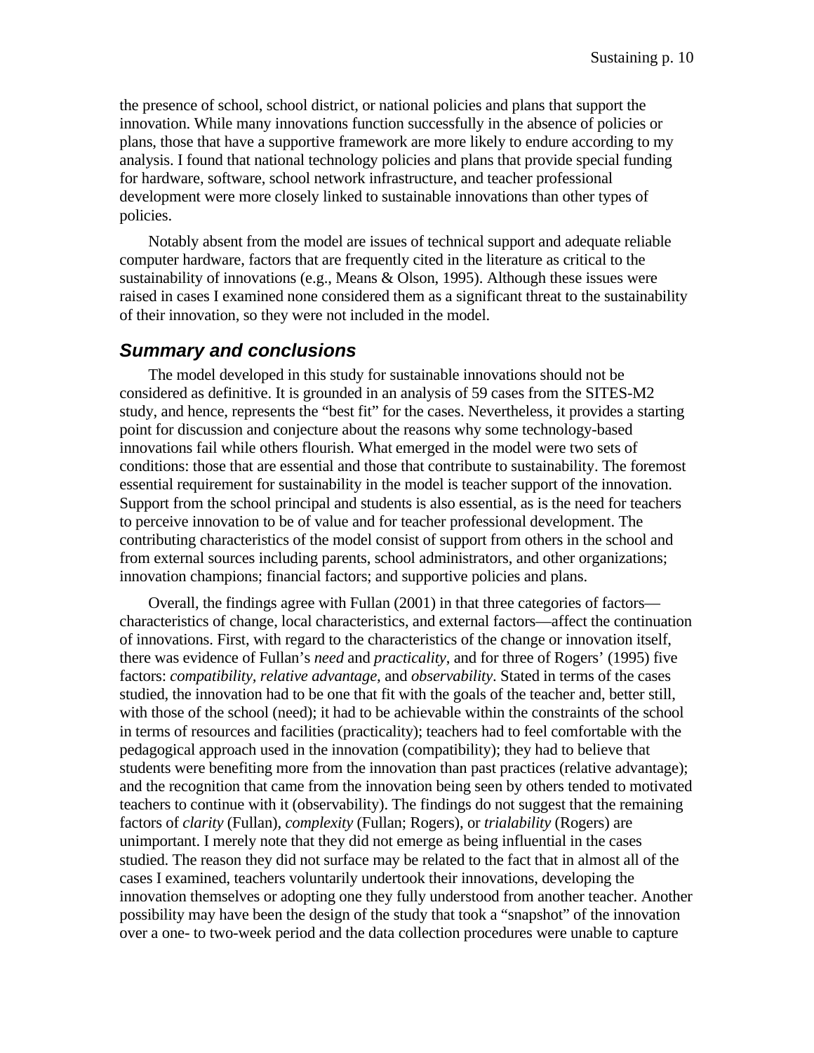the presence of school, school district, or national policies and plans that support the innovation. While many innovations function successfully in the absence of policies or plans, those that have a supportive framework are more likely to endure according to my analysis. I found that national technology policies and plans that provide special funding for hardware, software, school network infrastructure, and teacher professional development were more closely linked to sustainable innovations than other types of policies.

Notably absent from the model are issues of technical support and adequate reliable computer hardware, factors that are frequently cited in the literature as critical to the sustainability of innovations (e.g., Means & Olson, 1995). Although these issues were raised in cases I examined none considered them as a significant threat to the sustainability of their innovation, so they were not included in the model.

## Summary and conclusions

The model developed in this study for sustainable innovations should not be considered as definitive. It is grounded in an analysis of 59 cases from the SITES-M2 study, and hence, represents the "best fit" for the cases. Nevertheless, it provides a starting point for discussion and conjecture about the reasons why some technology-based innovations fail while others flourish. What emerged in the model were two sets of conditions: those that are essential and those that contribute to sustainability. The foremost essential requirement for sustainability in the model is teacher support of the innovation. Support from the school principal and students is also essential, as is the need for teachers to perceive innovation to be of value and for teacher professional development. The contributing characteristics of the model consist of support from others in the school and from external sources including parents, school administrators, and other organizations; innovation champions; financial factors; and supportive policies and plans.

Overall, the findings agree with Fullan (2001) in that three categories of factors—characteristics of change, local characteristics, and external factors—affect the continuation of innovations. First, with regard to the characteristics of the change or innovation itself, there was evidence of Fullan's *need* and *practicality*, and for three of Rogers' (1995) five factors: *compatibility*, *relative advantage,* and *observability*. Stated in terms of the cases studied, the innovation had to be one that fit with the goals of the teacher and, better still, with those of the school (need); it had to be achievable within the constraints of the school in terms of resources and facilities (practicality); teachers had to feel comfortable with the pedagogical approach used in the innovation (compatibility); they had to believe that students were benefiting more from the innovation than past practices (relative advantage); and the recognition that came from the innovation being seen by others tended to motivated teachers to continue with it (observability). The findings do not suggest that the remaining factors of *clarity* (Fullan), *complexity* (Fullan; Rogers), or *trialability* (Rogers) are unimportant. I merely note that they did not emerge as being influential in the cases studied. The reason they did not surface may be related to the fact that in almost all of the cases I examined, teachers voluntarily undertook their innovations, developing the innovation themselves or adopting one they fully understood from another teacher. Another possibility may have been the design of the study that took a "snapshot" of the innovation over a one- to two-week period and the data collection procedures were unable to capture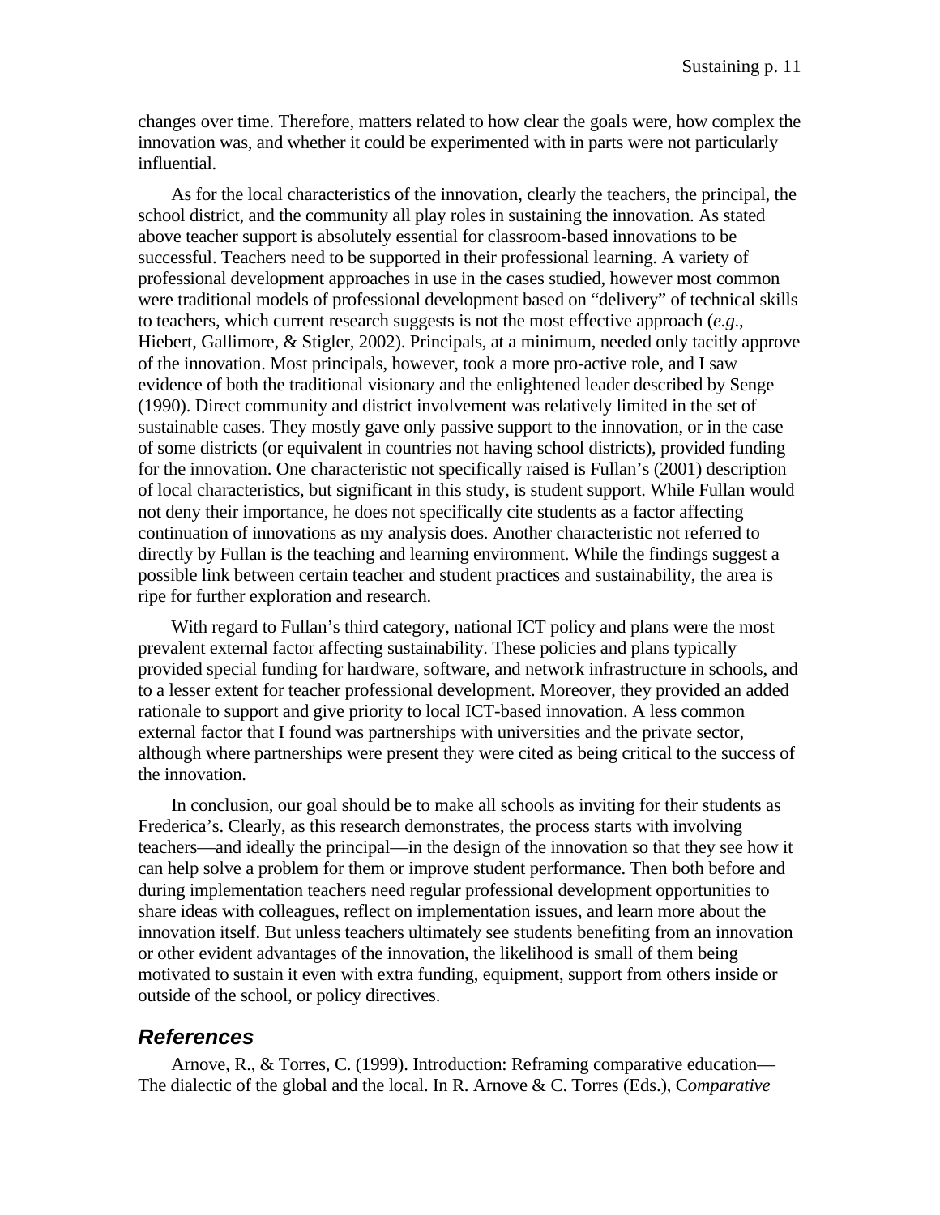changes over time. Therefore, matters related to how clear the goals were, how complex the innovation was, and whether it could be experimented with in parts were not particularly influential.

As for the local characteristics of the innovation, clearly the teachers, the principal, the school district, and the community all play roles in sustaining the innovation. As stated above teacher support is absolutely essential for classroom-based innovations to be successful. Teachers need to be supported in their professional learning. A variety of professional development approaches in use in the cases studied, however most common were traditional models of professional development based on "delivery" of technical skills to teachers, which current research suggests is not the most effective approach (*e.g*., Hiebert, Gallimore, & Stigler, 2002). Principals, at a minimum, needed only tacitly approve of the innovation. Most principals, however, took a more pro-active role, and I saw evidence of both the traditional visionary and the enlightened leader described by Senge (1990). Direct community and district involvement was relatively limited in the set of sustainable cases. They mostly gave only passive support to the innovation, or in the case of some districts (or equivalent in countries not having school districts), provided funding for the innovation. One characteristic not specifically raised is Fullan's (2001) description of local characteristics, but significant in this study, is student support. While Fullan would not deny their importance, he does not specifically cite students as a factor affecting continuation of innovations as my analysis does. Another characteristic not referred to directly by Fullan is the teaching and learning environment. While the findings suggest a possible link between certain teacher and student practices and sustainability, the area is ripe for further exploration and research.

With regard to Fullan's third category, national ICT policy and plans were the most prevalent external factor affecting sustainability. These policies and plans typically provided special funding for hardware, software, and network infrastructure in schools, and to a lesser extent for teacher professional development. Moreover, they provided an added rationale to support and give priority to local ICT-based innovation. A less common external factor that I found was partnerships with universities and the private sector, although where partnerships were present they were cited as being critical to the success of the innovation.

In conclusion, our goal should be to make all schools as inviting for their students as Frederica's. Clearly, as this research demonstrates, the process starts with involving teachers—and ideally the principal—in the design of the innovation so that they see how it can help solve a problem for them or improve student performance. Then both before and during implementation teachers need regular professional development opportunities to share ideas with colleagues, reflect on implementation issues, and learn more about the innovation itself. But unless teachers ultimately see students benefiting from an innovation or other evident advantages of the innovation, the likelihood is small of them being motivated to sustain it even with extra funding, equipment, support from others inside or outside of the school, or policy directives.

## References

Arnove, R., & Torres, C. (1999). Introduction: Reframing comparative education—The dialectic of the global and the local. In R. Arnove & C. Torres (Eds.), C*omparative*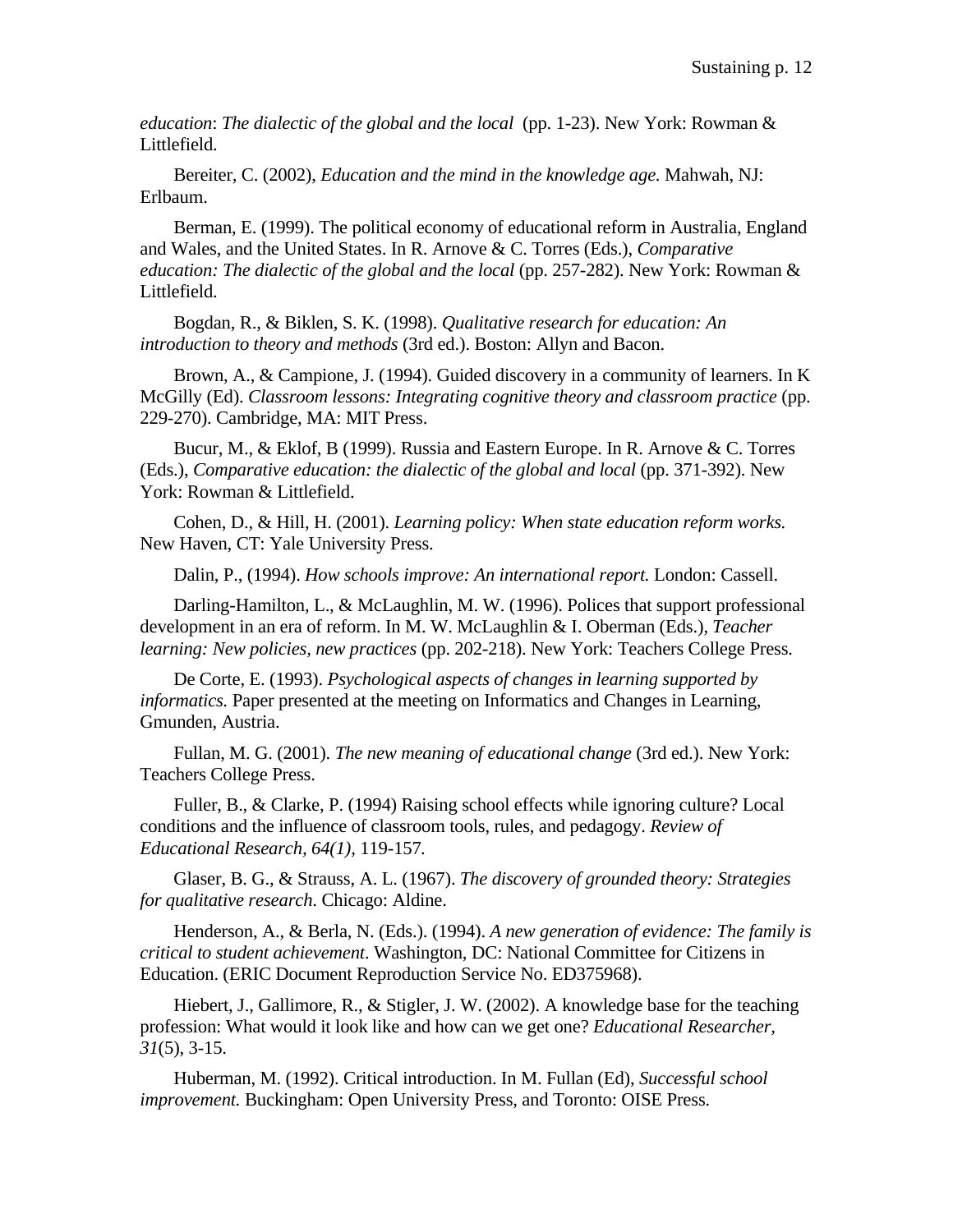*education*: *The dialectic of the global and the local* (pp. 1-23). New York: Rowman & Littlefield.

Bereiter, C. (2002), *Education and the mind in the knowledge age.* Mahwah, NJ: Erlbaum.

Berman, E. (1999). The political economy of educational reform in Australia, England and Wales, and the United States. In R. Arnove & C. Torres (Eds.), *Comparative education: The dialectic of the global and the local* (pp. 257-282). New York: Rowman & Littlefield.

Bogdan, R., & Biklen, S. K. (1998). *Qualitative research for education: An introduction to theory and methods* (3rd ed.). Boston: Allyn and Bacon.

Brown, A., & Campione, J. (1994). Guided discovery in a community of learners. In K McGilly (Ed). *Classroom lessons: Integrating cognitive theory and classroom practice* (pp. 229-270). Cambridge, MA: MIT Press.

Bucur, M., & Eklof, B (1999). Russia and Eastern Europe. In R. Arnove & C. Torres (Eds.), *Comparative education: the dialectic of the global and local* (pp. 371-392). New York: Rowman & Littlefield.

Cohen, D., & Hill, H. (2001). *Learning policy: When state education reform works.* New Haven, CT: Yale University Press.

Dalin, P., (1994). *How schools improve: An international report.* London: Cassell.

Darling-Hamilton, L., & McLaughlin, M. W. (1996). Polices that support professional development in an era of reform. In M. W. McLaughlin & I. Oberman (Eds.), *Teacher learning: New policies, new practices* (pp. 202-218). New York: Teachers College Press.

De Corte, E. (1993). *Psychological aspects of changes in learning supported by informatics.* Paper presented at the meeting on Informatics and Changes in Learning, Gmunden, Austria.

Fullan, M. G. (2001). *The new meaning of educational change* (3rd ed.). New York: Teachers College Press.

Fuller, B., & Clarke, P. (1994) Raising school effects while ignoring culture? Local conditions and the influence of classroom tools, rules, and pedagogy. *Review of Educational Research, 64(1),* 119-157.

Glaser, B. G., & Strauss, A. L. (1967). *The discovery of grounded theory: Strategies for qualitative research.* Chicago: Aldine.

Henderson, A., & Berla, N. (Eds.). (1994). *A new generation of evidence: The family is critical to student achievement*. Washington, DC: National Committee for Citizens in Education. (ERIC Document Reproduction Service No. ED375968).

Hiebert, J., Gallimore, R., & Stigler, J. W. (2002). A knowledge base for the teaching profession: What would it look like and how can we get one? *Educational Researcher, 31*(5), 3-15.

Huberman, M. (1992). Critical introduction. In M. Fullan (Ed), *Successful school improvement.* Buckingham: Open University Press, and Toronto: OISE Press.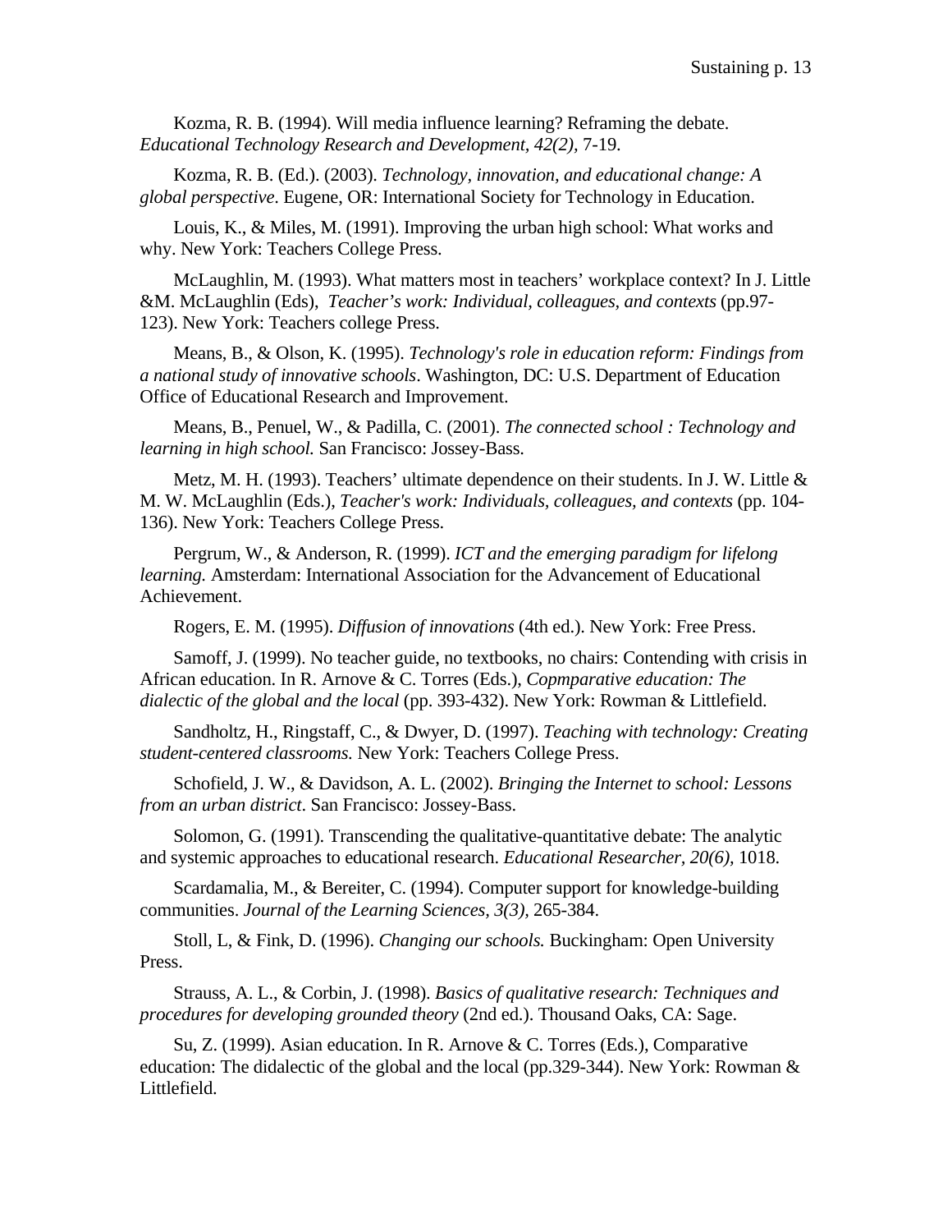Kozma, R. B. (1994). Will media influence learning? Reframing the debate. *Educational Technology Research and Development*, *42(2)*, 7-19.

Kozma, R. B. (Ed.). (2003). *Technology, innovation, and educational change: A global perspective*. Eugene, OR: International Society for Technology in Education.

Louis, K., & Miles, M. (1991). Improving the urban high school: What works and why. New York: Teachers College Press.

McLaughlin, M. (1993). What matters most in teachers' workplace context? In J. Little &M. McLaughlin (Eds), *Teacher's work: Individual, colleagues, and contexts* (pp.97-123). New York: Teachers college Press.

Means, B., & Olson, K. (1995). *Technology's role in education reform: Findings from a national study of innovative schools*. Washington, DC: U.S. Department of Education Office of Educational Research and Improvement.

Means, B., Penuel, W., & Padilla, C. (2001). *The connected school : Technology and learning in high school.* San Francisco: Jossey-Bass.

Metz, M. H. (1993). Teachers' ultimate dependence on their students. In J. W. Little & M. W. McLaughlin (Eds.), *Teacher's work: Individuals, colleagues, and contexts* (pp. 104-136). New York: Teachers College Press.

Pergrum, W., & Anderson, R. (1999). *ICT and the emerging paradigm for lifelong learning.* Amsterdam: International Association for the Advancement of Educational Achievement.

Rogers, E. M. (1995). *Diffusion of innovations* (4th ed.). New York: Free Press.

Samoff, J. (1999). No teacher guide, no textbooks, no chairs: Contending with crisis in African education. In R. Arnove & C. Torres (Eds.), *Copmparative education: The dialectic of the global and the local* (pp. 393-432). New York: Rowman & Littlefield.

Sandholtz, H., Ringstaff, C., & Dwyer, D. (1997). *Teaching with technology: Creating student-centered classrooms.* New York: Teachers College Press.

Schofield, J. W., & Davidson, A. L. (2002). *Bringing the Internet to school: Lessons from an urban district*. San Francisco: Jossey-Bass.

Solomon, G. (1991). Transcending the qualitative-quantitative debate: The analytic and systemic approaches to educational research. *Educational Researcher, 20(6),* 1018.

Scardamalia, M., & Bereiter, C. (1994). Computer support for knowledge-building communities. *Journal of the Learning Sciences*, *3(3),* 265-384.

Stoll, L, & Fink, D. (1996). *Changing our schools.* Buckingham: Open University Press.

Strauss, A. L., & Corbin, J. (1998). *Basics of qualitative research: Techniques and procedures for developing grounded theory* (2nd ed.). Thousand Oaks, CA: Sage.

Su, Z. (1999). Asian education. In R. Arnove & C. Torres (Eds.), Comparative education: The didalectic of the global and the local (pp.329-344). New York: Rowman & Littlefield.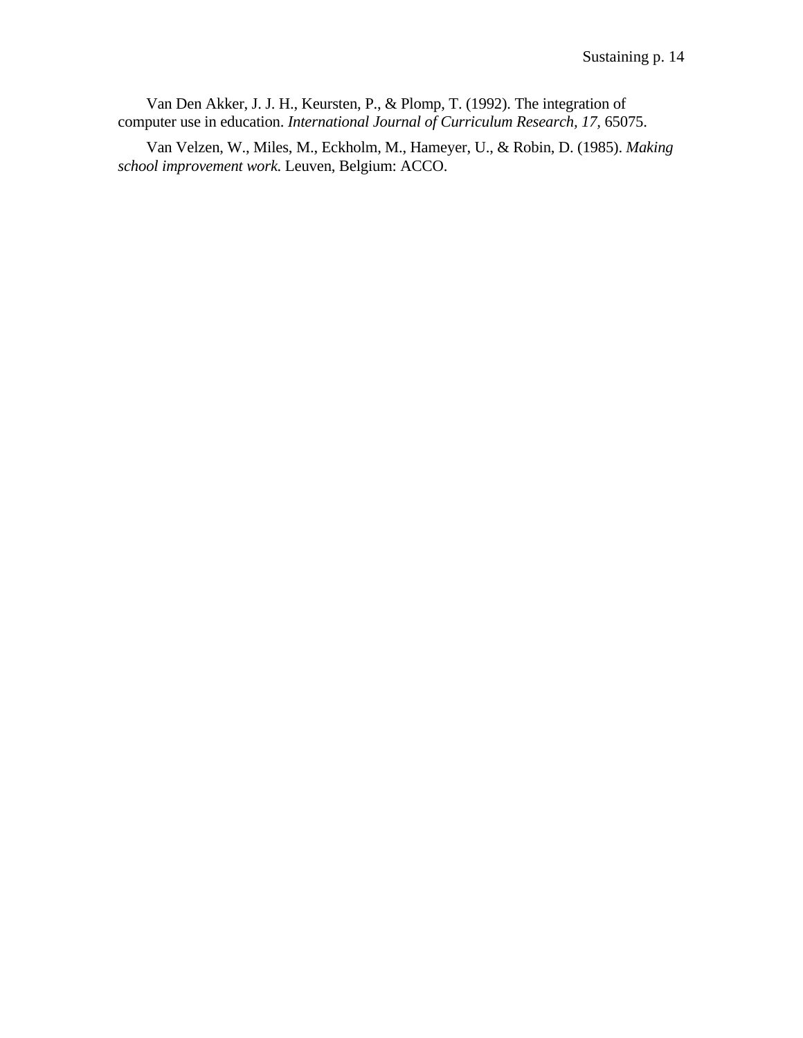Van Den Akker, J. J. H., Keursten, P., & Plomp, T. (1992). The integration of computer use in education. *International Journal of Curriculum Research, 17,* 65075.

Van Velzen, W., Miles, M., Eckholm, M., Hameyer, U., & Robin, D. (1985). *Making school improvement work.* Leuven, Belgium: ACCO.